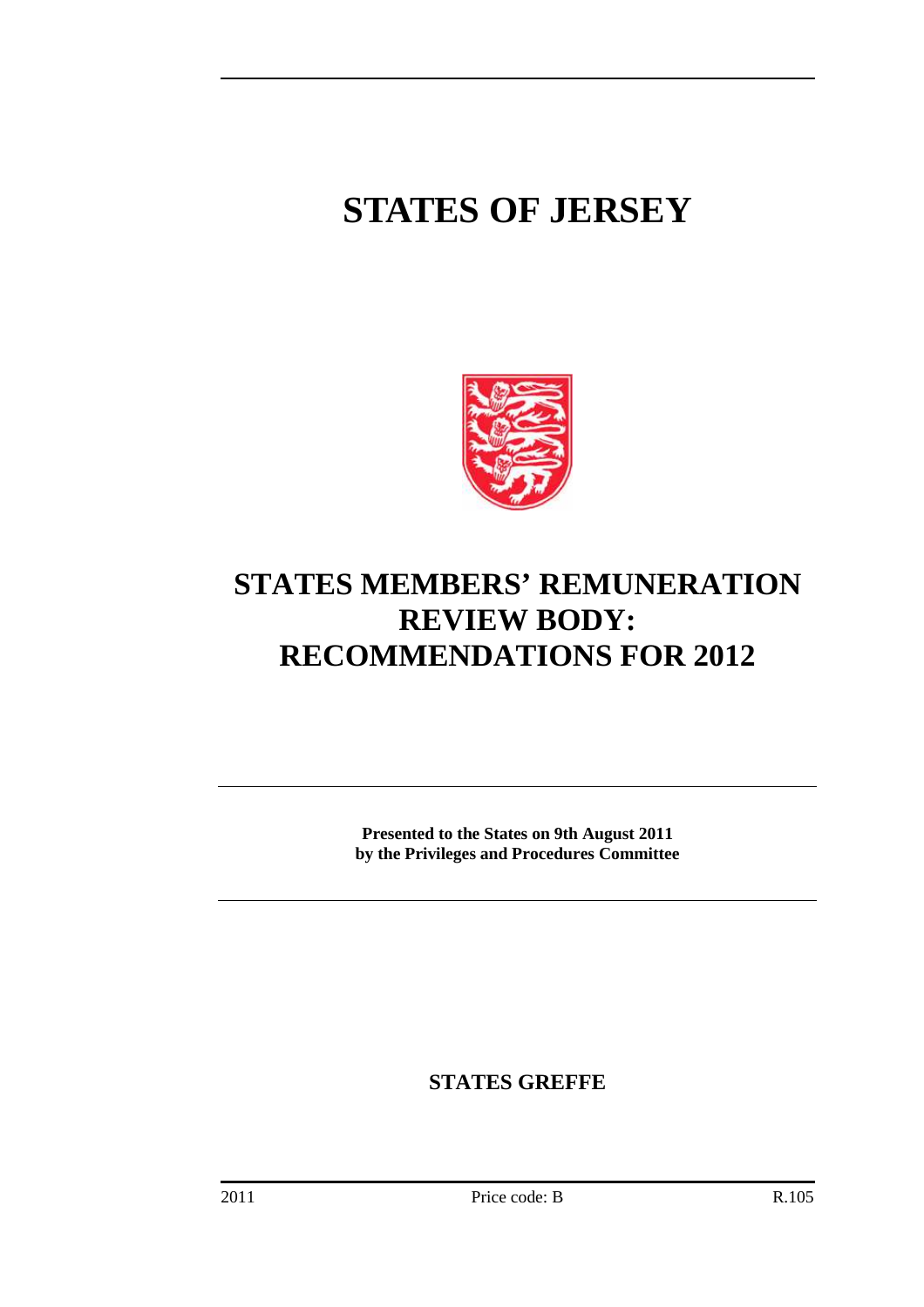# STATES OF JERSEY

# STATES MEMBERS' REMUNERATION REVIEW BODY: RECOMMENDATIONS FOR 2012

**Presented to the States on 9th August 2011 by the Privileges and Procedures Committee**

**STATES GREFFE**

2011 Price code: B R.105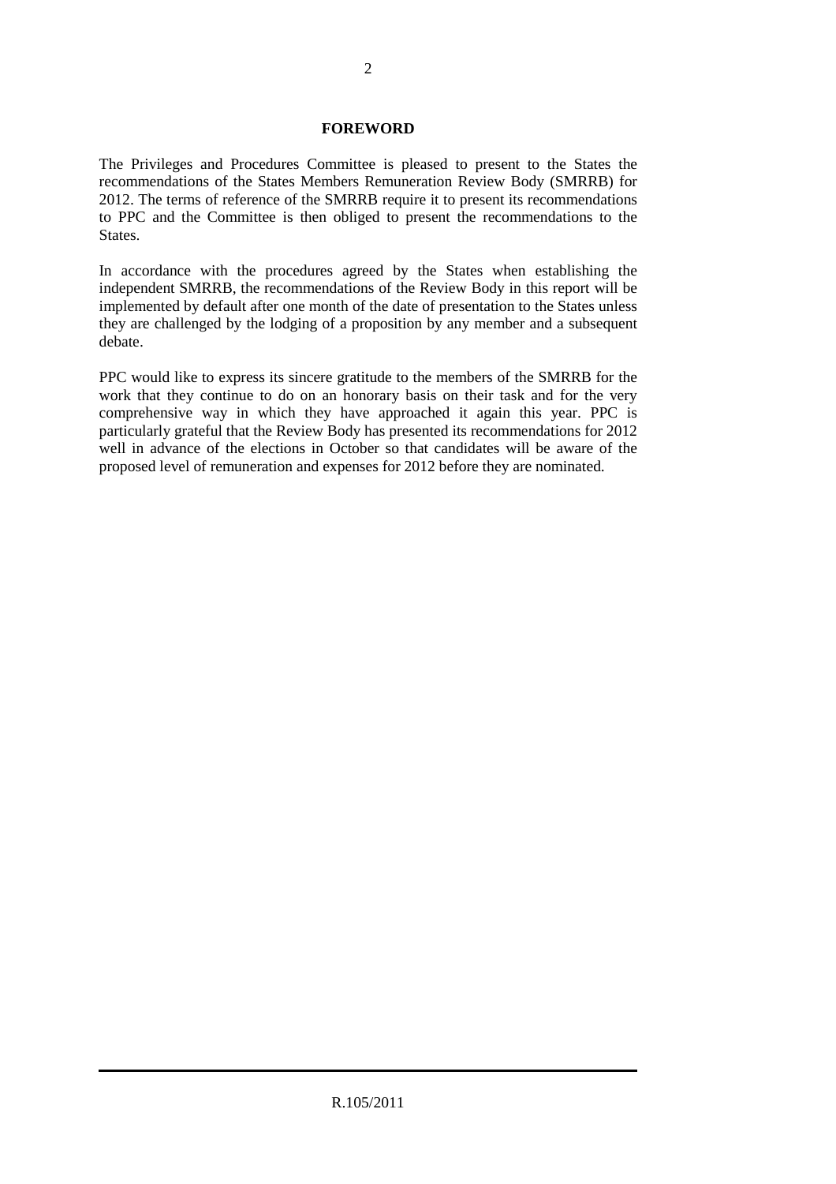## FOREWORD

The Privileges and Procedures Committee is pleased to present to the States the recommendations of the States Members Remuneration Review Body (SMRRB) for 2012. The terms of reference of the SMRRB require it to present its recommendations to PPC and the Committee is then obliged to present the recommendations to the States.

In accordance with the procedures agreed by the States when establishing the independent SMRRB, the recommendations of the Review Body in this report will be implemented by default after one month of the date of presentation to the States unless they are challenged by the lodging of a proposition by any member and a subsequent debate.

PPC would like to express its sincere gratitude to the members of the SMRRB for the work that they continue to do on an honorary basis on their task and for the very comprehensive way in which they have approached it again this year. PPC is particularly grateful that the Review Body has presented its recommendations for 2012 well in advance of the elections in October so that candidates will be aware of the proposed level of remuneration and expenses for 2012 before they are nominated.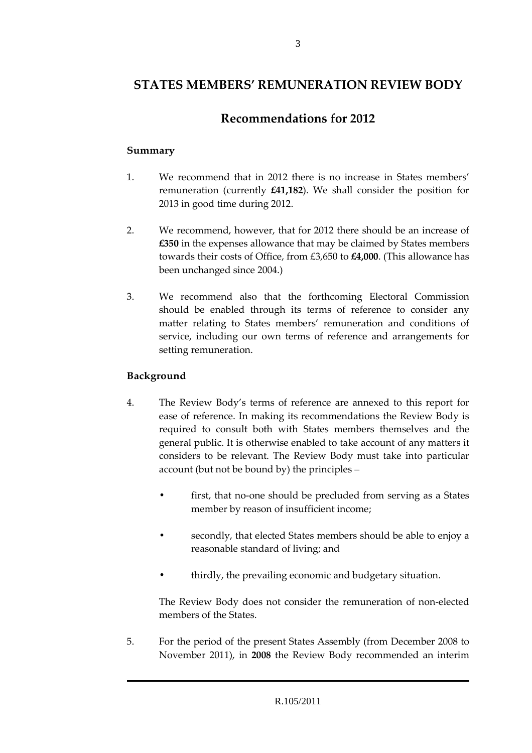# STATES MEMBERS' REMUNERATION REVIEW BODY

## Recommendations for 2012

### Summary

1. We recommend that in 2012 there is no increase in States members' remuneration (currently **£41,182**). We shall consider the position for 2013 in good time during 2012.

2. We recommend, however, that for 2012 there should be an increase of **£350** in the expenses allowance that may be claimed by States members towards their costs of Office, from £3,650 to **£4,000**. (This allowance has been unchanged since 2004.)

3. We recommend also that the forthcoming Electoral Commission should be enabled through its terms of reference to consider any matter relating to States members' remuneration and conditions of service, including our own terms of reference and arrangements for setting remuneration.

### Background

4. The Review Body's terms of reference are annexed to this report for ease of reference. In making its recommendations the Review Body is required to consult both with States members themselves and the general public. It is otherwise enabled to take account of any matters it considers to be relevant. The Review Body must take into particular account (but not be bound by) the principles –

   - first, that no-one should be precluded from serving as a States member by reason of insufficient income;

   - secondly, that elected States members should be able to enjoy a reasonable standard of living; and

   - thirdly, the prevailing economic and budgetary situation.

   The Review Body does not consider the remuneration of non-elected members of the States.

5. For the period of the present States Assembly (from December 2008 to November 2011), in **2008** the Review Body recommended an interim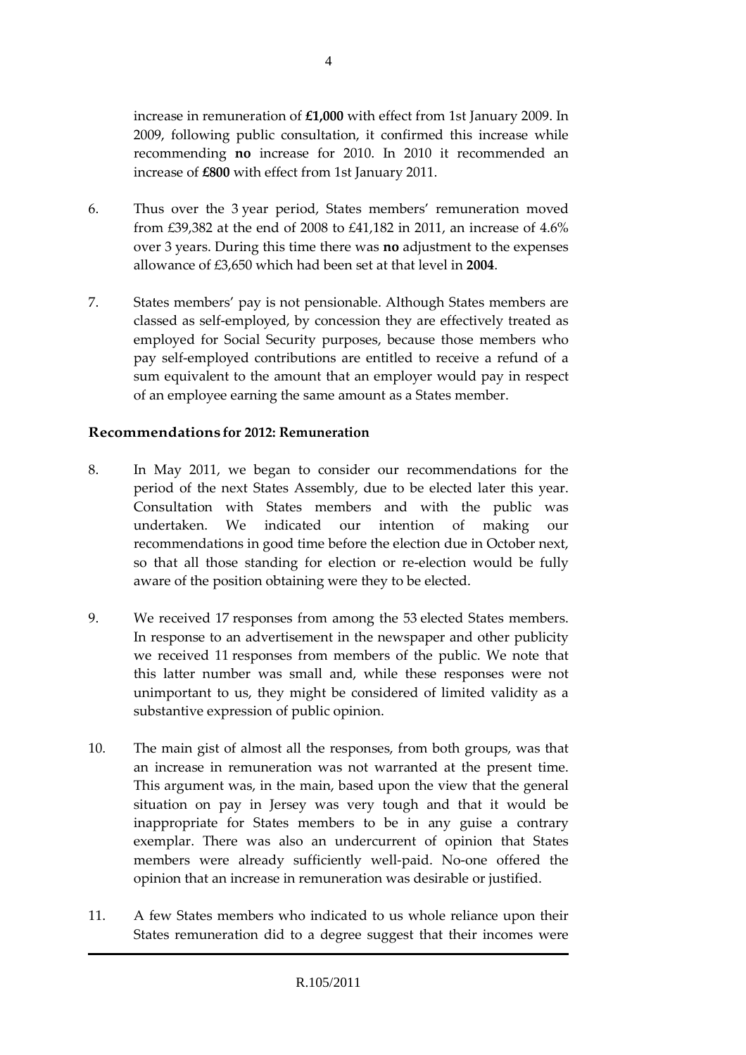increase in remuneration of **£1,000** with effect from 1st January 2009. In 2009, following public consultation, it confirmed this increase while recommending **no** increase for 2010. In 2010 it recommended an increase of **£800** with effect from 1st January 2011.

6. Thus over the 3 year period, States members' remuneration moved from £39,382 at the end of 2008 to £41,182 in 2011, an increase of 4.6% over 3 years. During this time there was **no** adjustment to the expenses allowance of £3,650 which had been set at that level in **2004**.

7. States members' pay is not pensionable. Although States members are classed as self-employed, by concession they are effectively treated as employed for Social Security purposes, because those members who pay self-employed contributions are entitled to receive a refund of a sum equivalent to the amount that an employer would pay in respect of an employee earning the same amount as a States member.

## Recommendations for 2012: Remuneration

8. In May 2011, we began to consider our recommendations for the period of the next States Assembly, due to be elected later this year. Consultation with States members and with the public was undertaken. We indicated our intention of making our recommendations in good time before the election due in October next, so that all those standing for election or re-election would be fully aware of the position obtaining were they to be elected.

9. We received 17 responses from among the 53 elected States members. In response to an advertisement in the newspaper and other publicity we received 11 responses from members of the public. We note that this latter number was small and, while these responses were not unimportant to us, they might be considered of limited validity as a substantive expression of public opinion.

10. The main gist of almost all the responses, from both groups, was that an increase in remuneration was not warranted at the present time. This argument was, in the main, based upon the view that the general situation on pay in Jersey was very tough and that it would be inappropriate for States members to be in any guise a contrary exemplar. There was also an undercurrent of opinion that States members were already sufficiently well-paid. No-one offered the opinion that an increase in remuneration was desirable or justified.

11. A few States members who indicated to us whole reliance upon their States remuneration did to a degree suggest that their incomes were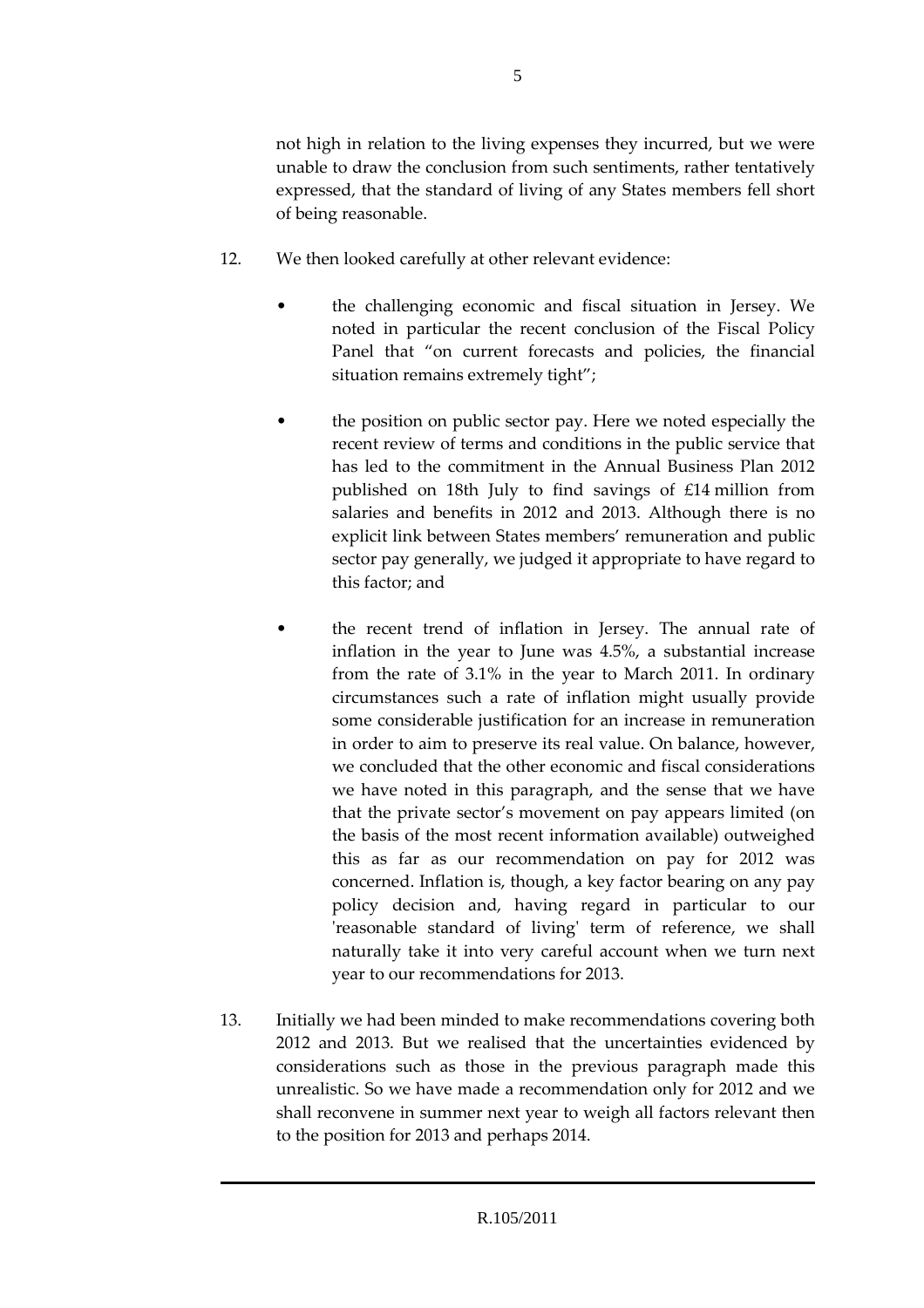not high in relation to the living expenses they incurred, but we were unable to draw the conclusion from such sentiments, rather tentatively expressed, that the standard of living of any States members fell short of being reasonable.

12. We then looked carefully at other relevant evidence:

    - the challenging economic and fiscal situation in Jersey. We noted in particular the recent conclusion of the Fiscal Policy Panel that "on current forecasts and policies, the financial situation remains extremely tight";

    - the position on public sector pay. Here we noted especially the recent review of terms and conditions in the public service that has led to the commitment in the Annual Business Plan 2012 published on 18th July to find savings of £14 million from salaries and benefits in 2012 and 2013. Although there is no explicit link between States members' remuneration and public sector pay generally, we judged it appropriate to have regard to this factor; and

    - the recent trend of inflation in Jersey. The annual rate of inflation in the year to June was 4.5%, a substantial increase from the rate of 3.1% in the year to March 2011. In ordinary circumstances such a rate of inflation might usually provide some considerable justification for an increase in remuneration in order to aim to preserve its real value. On balance, however, we concluded that the other economic and fiscal considerations we have noted in this paragraph, and the sense that we have that the private sector's movement on pay appears limited (on the basis of the most recent information available) outweighed this as far as our recommendation on pay for 2012 was concerned. Inflation is, though, a key factor bearing on any pay policy decision and, having regard in particular to our 'reasonable standard of living' term of reference, we shall naturally take it into very careful account when we turn next year to our recommendations for 2013.

13. Initially we had been minded to make recommendations covering both 2012 and 2013. But we realised that the uncertainties evidenced by considerations such as those in the previous paragraph made this unrealistic. So we have made a recommendation only for 2012 and we shall reconvene in summer next year to weigh all factors relevant then to the position for 2013 and perhaps 2014.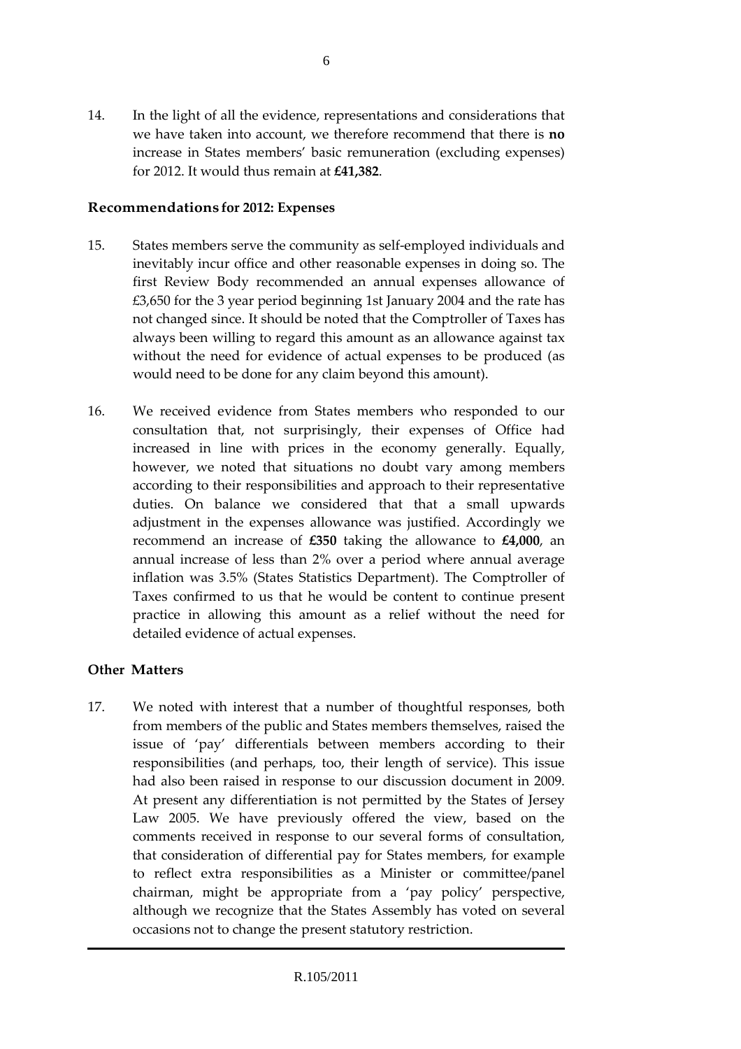14. In the light of all the evidence, representations and considerations that we have taken into account, we therefore recommend that there is **no** increase in States members' basic remuneration (excluding expenses) for 2012. It would thus remain at **£41,382**.

## Recommendations for 2012: Expenses

15. States members serve the community as self-employed individuals and inevitably incur office and other reasonable expenses in doing so. The first Review Body recommended an annual expenses allowance of £3,650 for the 3 year period beginning 1st January 2004 and the rate has not changed since. It should be noted that the Comptroller of Taxes has always been willing to regard this amount as an allowance against tax without the need for evidence of actual expenses to be produced (as would need to be done for any claim beyond this amount).

16. We received evidence from States members who responded to our consultation that, not surprisingly, their expenses of Office had increased in line with prices in the economy generally. Equally, however, we noted that situations no doubt vary among members according to their responsibilities and approach to their representative duties. On balance we considered that that a small upwards adjustment in the expenses allowance was justified. Accordingly we recommend an increase of **£350** taking the allowance to **£4,000**, an annual increase of less than 2% over a period where annual average inflation was 3.5% (States Statistics Department). The Comptroller of Taxes confirmed to us that he would be content to continue present practice in allowing this amount as a relief without the need for detailed evidence of actual expenses.

## Other Matters

17. We noted with interest that a number of thoughtful responses, both from members of the public and States members themselves, raised the issue of 'pay' differentials between members according to their responsibilities (and perhaps, too, their length of service). This issue had also been raised in response to our discussion document in 2009. At present any differentiation is not permitted by the States of Jersey Law 2005. We have previously offered the view, based on the comments received in response to our several forms of consultation, that consideration of differential pay for States members, for example to reflect extra responsibilities as a Minister or committee/panel chairman, might be appropriate from a 'pay policy' perspective, although we recognize that the States Assembly has voted on several occasions not to change the present statutory restriction.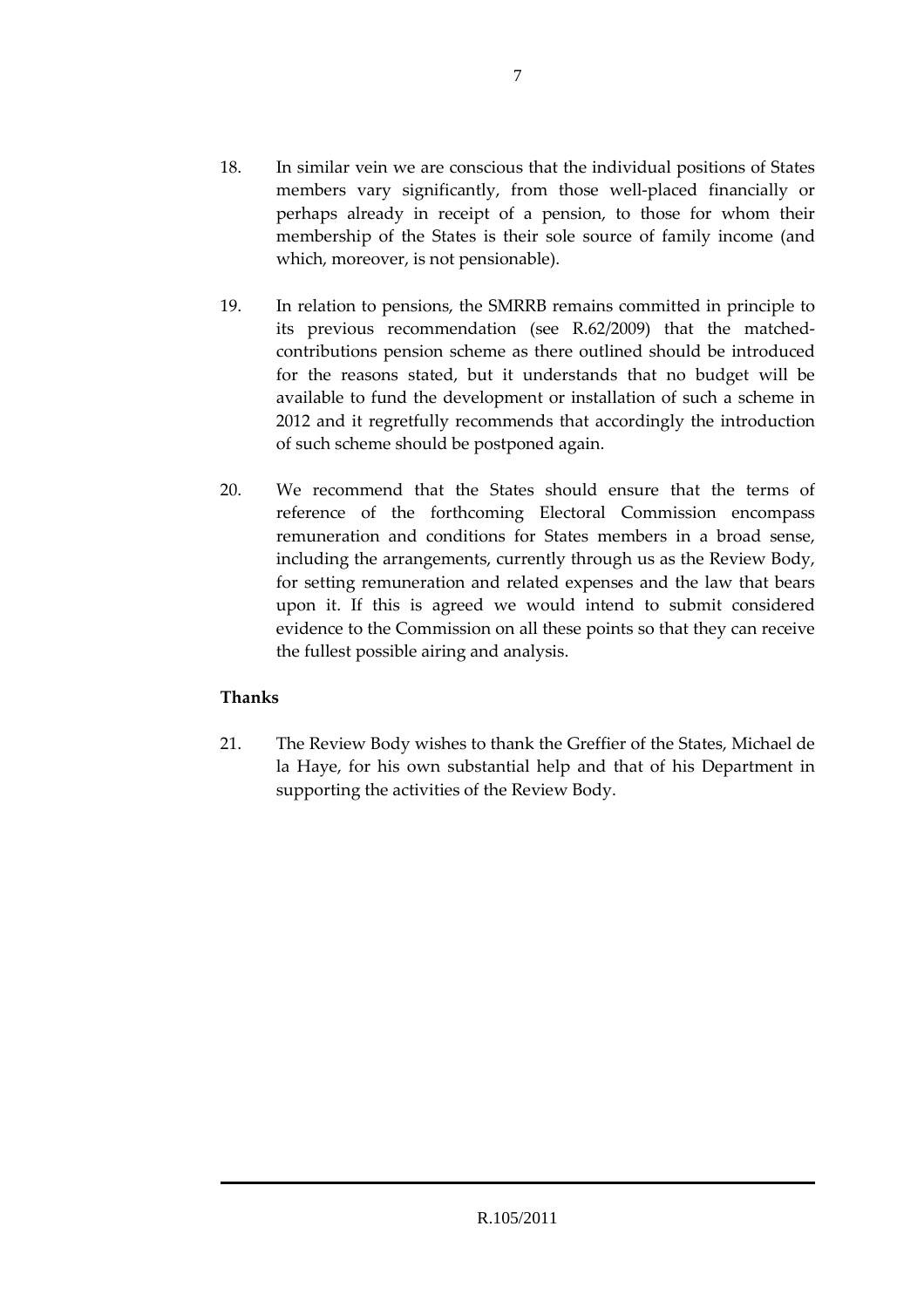18. In similar vein we are conscious that the individual positions of States members vary significantly, from those well-placed financially or perhaps already in receipt of a pension, to those for whom their membership of the States is their sole source of family income (and which, moreover, is not pensionable).

19. In relation to pensions, the SMRRB remains committed in principle to its previous recommendation (see R.62/2009) that the matched-contributions pension scheme as there outlined should be introduced for the reasons stated, but it understands that no budget will be available to fund the development or installation of such a scheme in 2012 and it regretfully recommends that accordingly the introduction of such scheme should be postponed again.

20. We recommend that the States should ensure that the terms of reference of the forthcoming Electoral Commission encompass remuneration and conditions for States members in a broad sense, including the arrangements, currently through us as the Review Body, for setting remuneration and related expenses and the law that bears upon it. If this is agreed we would intend to submit considered evidence to the Commission on all these points so that they can receive the fullest possible airing and analysis.

**Thanks**

21. The Review Body wishes to thank the Greffier of the States, Michael de la Haye, for his own substantial help and that of his Department in supporting the activities of the Review Body.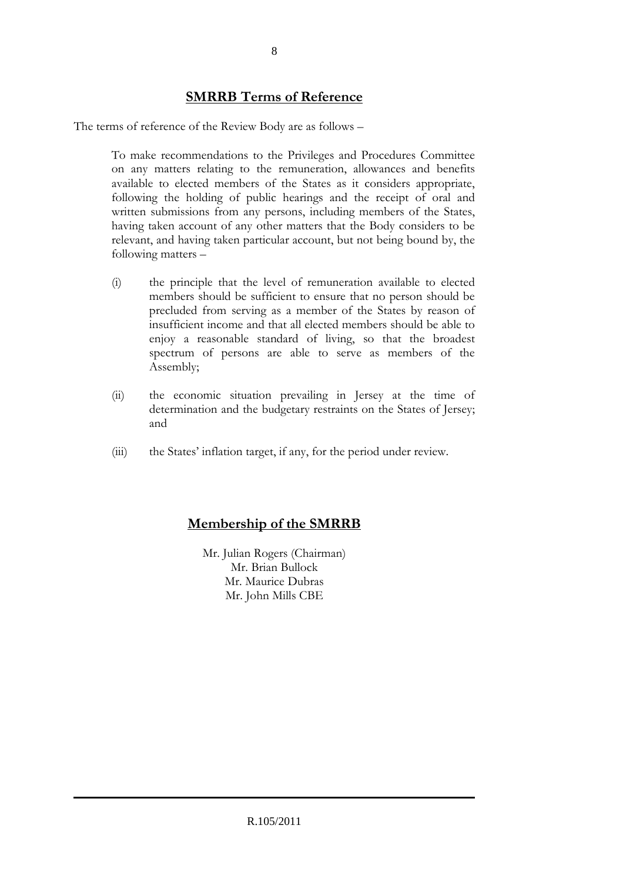## SMRRB Terms of Reference

The terms of reference of the Review Body are as follows –

> To make recommendations to the Privileges and Procedures Committee on any matters relating to the remuneration, allowances and benefits available to elected members of the States as it considers appropriate, following the holding of public hearings and the receipt of oral and written submissions from any persons, including members of the States, having taken account of any other matters that the Body considers to be relevant, and having taken particular account, but not being bound by, the following matters –
>
> (i) the principle that the level of remuneration available to elected members should be sufficient to ensure that no person should be precluded from serving as a member of the States by reason of insufficient income and that all elected members should be able to enjoy a reasonable standard of living, so that the broadest spectrum of persons are able to serve as members of the Assembly;
>
> (ii) the economic situation prevailing in Jersey at the time of determination and the budgetary restraints on the States of Jersey; and
>
> (iii) the States' inflation target, if any, for the period under review.

## Membership of the SMRRB

Mr. Julian Rogers (Chairman)
Mr. Brian Bullock
Mr. Maurice Dubras
Mr. John Mills CBE

R.105/2011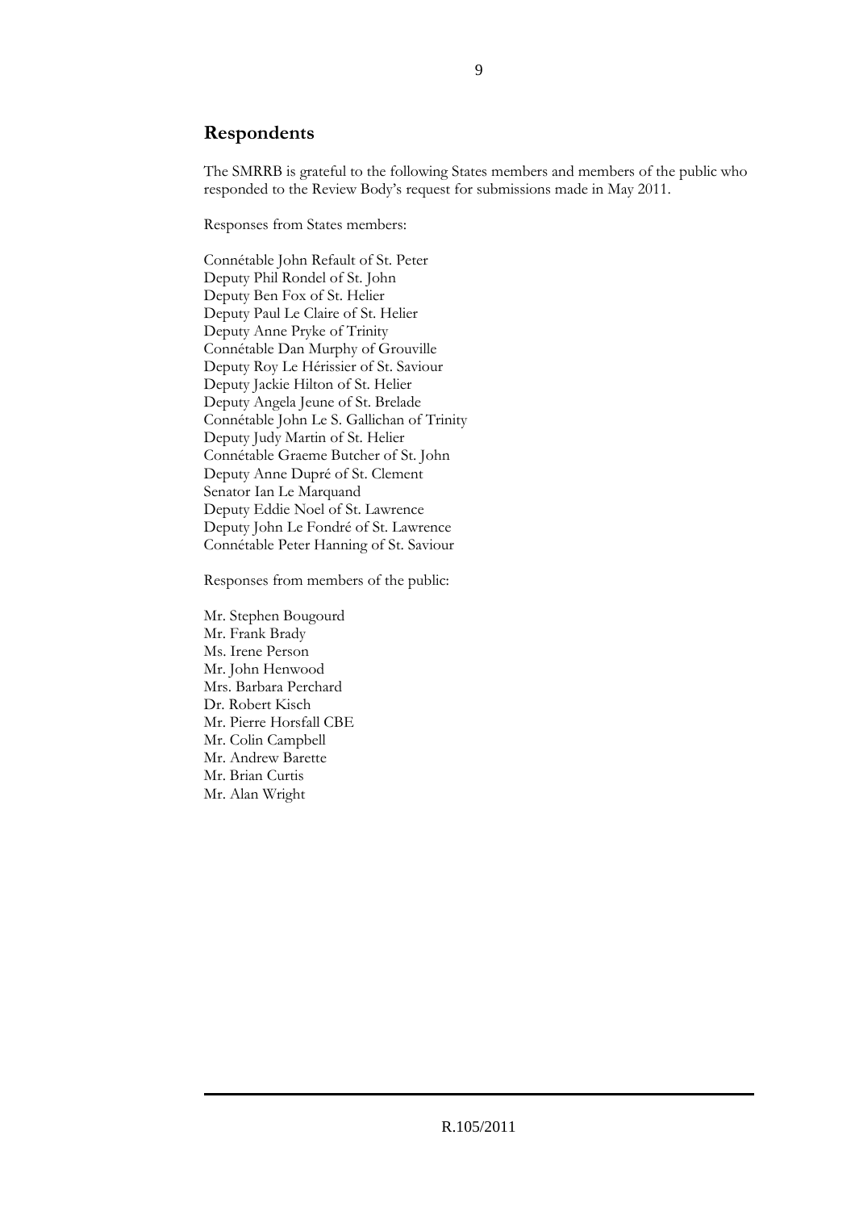## Respondents

The SMRRB is grateful to the following States members and members of the public who responded to the Review Body's request for submissions made in May 2011.

Responses from States members:

Connétable John Refault of St. Peter
Deputy Phil Rondel of St. John
Deputy Ben Fox of St. Helier
Deputy Paul Le Claire of St. Helier
Deputy Anne Pryke of Trinity
Connétable Dan Murphy of Grouville
Deputy Roy Le Hérissier of St. Saviour
Deputy Jackie Hilton of St. Helier
Deputy Angela Jeune of St. Brelade
Connétable John Le S. Gallichan of Trinity
Deputy Judy Martin of St. Helier
Connétable Graeme Butcher of St. John
Deputy Anne Dupré of St. Clement
Senator Ian Le Marquand
Deputy Eddie Noel of St. Lawrence
Deputy John Le Fondré of St. Lawrence
Connétable Peter Hanning of St. Saviour

Responses from members of the public:

Mr. Stephen Bougourd
Mr. Frank Brady
Ms. Irene Person
Mr. John Henwood
Mrs. Barbara Perchard
Dr. Robert Kisch
Mr. Pierre Horsfall CBE
Mr. Colin Campbell
Mr. Andrew Barette
Mr. Brian Curtis
Mr. Alan Wright